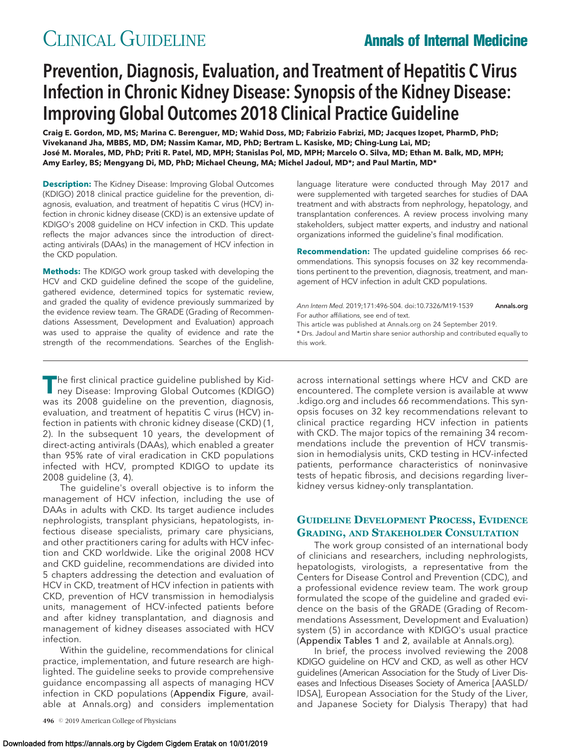CLINICAL GUIDELINE

# Prevention, Diagnosis, Evaluation, and Treatment of Hepatitis C Virus Infection in Chronic Kidney Disease: Synopsis of the Kidney Disease: Improving Global Outcomes 2018 Clinical Practice Guideline

**Craig E. Gordon, MD, MS; Marina C. Berenguer, MD; Wahid Doss, MD; Fabrizio Fabrizi, MD; Jacques Izopet, PharmD, PhD; Vivekanand Jha, MBBS, MD, DM; Nassim Kamar, MD, PhD; Bertram L. Kasiske, MD; Ching-Lung Lai, MD; José M. Morales, MD, PhD; Priti R. Patel, MD, MPH; Stanislas Pol, MD, MPH; Marcelo O. Silva, MD; Ethan M. Balk, MD, MPH; Amy Earley, BS; Mengyang Di, MD, PhD; Michael Cheung, MA; Michel Jadoul, MD*; and Paul Martin, MD***

**Description:** The Kidney Disease: Improving Global Outcomes (KDIGO) 2018 clinical practice guideline for the prevention, diagnosis, evaluation, and treatment of hepatitis C virus (HCV) infection in chronic kidney disease (CKD) is an extensive update of KDIGO's 2008 guideline on HCV infection in CKD. This update reflects the major advances since the introduction of direct-acting antivirals (DAAs) in the management of HCV infection in the CKD population.

**Methods:** The KDIGO work group tasked with developing the HCV and CKD guideline defined the scope of the guideline, gathered evidence, determined topics for systematic review, and graded the quality of evidence previously summarized by the evidence review team. The GRADE (Grading of Recommendations Assessment, Development and Evaluation) approach was used to appraise the quality of evidence and rate the strength of the recommendations. Searches of the English-language literature were conducted through May 2017 and were supplemented with targeted searches for studies of DAA treatment and with abstracts from nephrology, hepatology, and transplantation conferences. A review process involving many stakeholders, subject matter experts, and industry and national organizations informed the guideline's final modification.

**Recommendation:** The updated guideline comprises 66 recommendations. This synopsis focuses on 32 key recommendations pertinent to the prevention, diagnosis, treatment, and management of HCV infection in adult CKD populations.

*Ann Intern Med.* 2019;171:496-504. doi:10.7326/M19-1539

For author affiliations, see end of text.

This article was published at Annals.org on 24 September 2019.

\* Drs. Jadoul and Martin share senior authorship and contributed equally to this work.

The first clinical practice guideline published by Kidney Disease: Improving Global Outcomes (KDIGO) was its 2008 guideline on the prevention, diagnosis, evaluation, and treatment of hepatitis C virus (HCV) infection in patients with chronic kidney disease (CKD) (1, 2). In the subsequent 10 years, the development of direct-acting antivirals (DAAs), which enabled a greater than 95% rate of viral eradication in CKD populations infected with HCV, prompted KDIGO to update its 2008 guideline (3, 4).

The guideline's overall objective is to inform the management of HCV infection, including the use of DAAs in adults with CKD. Its target audience includes nephrologists, transplant physicians, hepatologists, infectious disease specialists, primary care physicians, and other practitioners caring for adults with HCV infection and CKD worldwide. Like the original 2008 HCV and CKD guideline, recommendations are divided into 5 chapters addressing the detection and evaluation of HCV in CKD, treatment of HCV infection in patients with CKD, prevention of HCV transmission in hemodialysis units, management of HCV-infected patients before and after kidney transplantation, and diagnosis and management of kidney diseases associated with HCV infection.

Within the guideline, recommendations for clinical practice, implementation, and future research are highlighted. The guideline seeks to provide comprehensive guidance encompassing all aspects of managing HCV infection in CKD populations (Appendix Figure, available at Annals.org) and considers implementation across international settings where HCV and CKD are encountered. The complete version is available at www.kdigo.org and includes 66 recommendations. This synopsis focuses on 32 key recommendations relevant to clinical practice regarding HCV infection in patients with CKD. The major topics of the remaining 34 recommendations include the prevention of HCV transmission in hemodialysis units, CKD testing in HCV-infected patients, performance characteristics of noninvasive tests of hepatic fibrosis, and decisions regarding liver–kidney versus kidney-only transplantation.

## GUIDELINE DEVELOPMENT PROCESS, EVIDENCE GRADING, AND STAKEHOLDER CONSULTATION

The work group consisted of an international body of clinicians and researchers, including nephrologists, hepatologists, virologists, a representative from the Centers for Disease Control and Prevention (CDC), and a professional evidence review team. The work group formulated the scope of the guideline and graded evidence on the basis of the GRADE (Grading of Recommendations Assessment, Development and Evaluation) system (5) in accordance with KDIGO's usual practice (Appendix Tables 1 and 2, available at Annals.org).

In brief, the process involved reviewing the 2008 KDIGO guideline on HCV and CKD, as well as other HCV guidelines (American Association for the Study of Liver Diseases and Infectious Diseases Society of America [AASLD/IDSA], European Association for the Study of the Liver, and Japanese Society for Dialysis Therapy) that had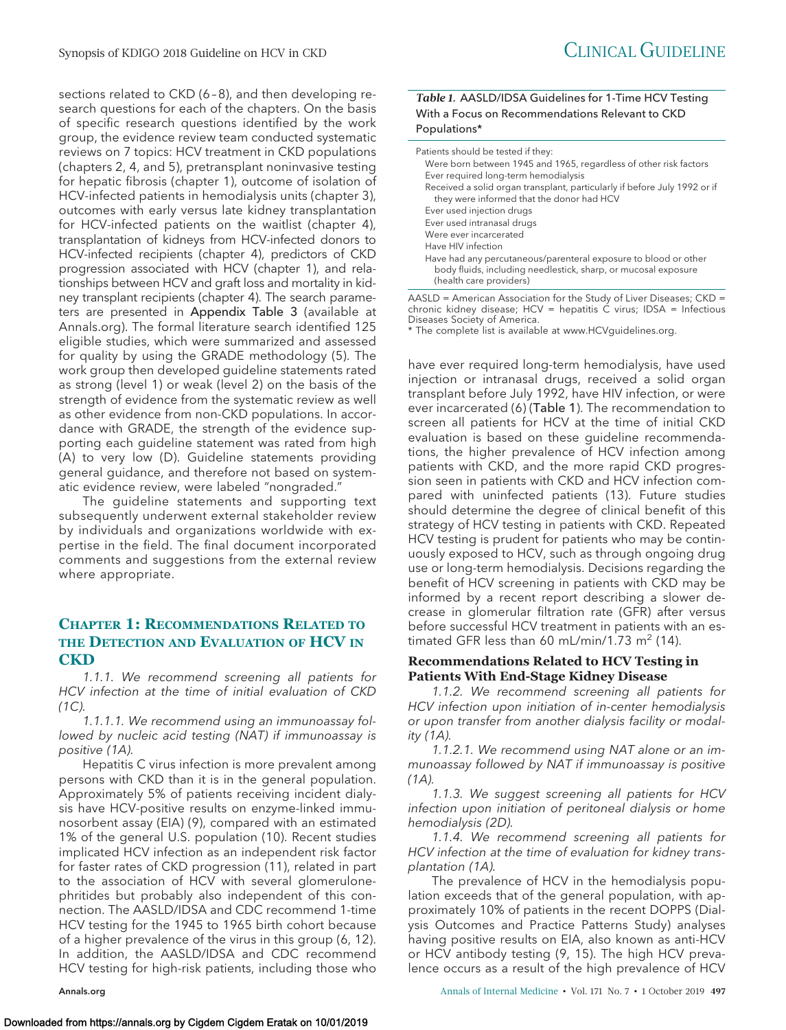sections related to CKD (6–8), and then developing research questions for each of the chapters. On the basis of specific research questions identified by the work group, the evidence review team conducted systematic reviews on 7 topics: HCV treatment in CKD populations (chapters 2, 4, and 5), pretransplant noninvasive testing for hepatic fibrosis (chapter 1), outcome of isolation of HCV-infected patients in hemodialysis units (chapter 3), outcomes with early versus late kidney transplantation for HCV-infected patients on the waitlist (chapter 4), transplantation of kidneys from HCV-infected donors to HCV-infected recipients (chapter 4), predictors of CKD progression associated with HCV (chapter 1), and relationships between HCV and graft loss and mortality in kidney transplant recipients (chapter 4). The search parameters are presented in **Appendix Table 3** (available at Annals.org). The formal literature search identified 125 eligible studies, which were summarized and assessed for quality by using the GRADE methodology (5). The work group then developed guideline statements rated as strong (level 1) or weak (level 2) on the basis of the strength of evidence from the systematic review as well as other evidence from non-CKD populations. In accordance with GRADE, the strength of the evidence supporting each guideline statement was rated from high (A) to very low (D). Guideline statements providing general guidance, and therefore not based on systematic evidence review, were labeled "nongraded."

The guideline statements and supporting text subsequently underwent external stakeholder review by individuals and organizations worldwide with expertise in the field. The final document incorporated comments and suggestions from the external review where appropriate.

## Chapter 1: Recommendations Related to the Detection and Evaluation of HCV in CKD

*1.1.1. We recommend screening all patients for HCV infection at the time of initial evaluation of CKD (1C).*

*1.1.1.1. We recommend using an immunoassay followed by nucleic acid testing (NAT) if immunoassay is positive (1A).*

Hepatitis C virus infection is more prevalent among persons with CKD than it is in the general population. Approximately 5% of patients receiving incident dialysis have HCV-positive results on enzyme-linked immunosorbent assay (EIA) (9), compared with an estimated 1% of the general U.S. population (10). Recent studies implicated HCV infection as an independent risk factor for faster rates of CKD progression (11), related in part to the association of HCV with several glomerulonephritides but probably also independent of this connection. The AASLD/IDSA and CDC recommend 1-time HCV testing for the 1945 to 1965 birth cohort because of a higher prevalence of the virus in this group (6, 12). In addition, the AASLD/IDSA and CDC recommend HCV testing for high-risk patients, including those who have ever required long-term hemodialysis, have used injection or intranasal drugs, received a solid organ transplant before July 1992, have HIV infection, or were ever incarcerated (6) (**Table 1**). The recommendation to screen all patients for HCV at the time of initial CKD evaluation is based on these guideline recommendations, the higher prevalence of HCV infection among patients with CKD, and the more rapid CKD progression seen in patients with CKD and HCV infection compared with uninfected patients (13). Future studies should determine the degree of clinical benefit of this strategy of HCV testing in patients with CKD. Repeated HCV testing is prudent for patients who may be continuously exposed to HCV, such as through ongoing drug use or long-term hemodialysis. Decisions regarding the benefit of HCV screening in patients with CKD may be informed by a recent report describing a slower decrease in glomerular filtration rate (GFR) after versus before successful HCV treatment in patients with an estimated GFR less than 60 mL/min/1.73 $m^2$ (14).

**Table 1.** AASLD/IDSA Guidelines for 1-Time HCV Testing With a Focus on Recommendations Relevant to CKD Populations*

| Patients should be tested if they: |
|---|
| Were born between 1945 and 1965, regardless of other risk factors |
| Ever required long-term hemodialysis |
| Received a solid organ transplant, particularly if before July 1992 or if they were informed that the donor had HCV |
| Ever used injection drugs |
| Ever used intranasal drugs |
| Were ever incarcerated |
| Have HIV infection |
| Have had any percutaneous/parenteral exposure to blood or other body fluids, including needlestick, sharp, or mucosal exposure (health care providers) |

AASLD = American Association for the Study of Liver Diseases; CKD = chronic kidney disease; HCV = hepatitis C virus; IDSA = Infectious Diseases Society of America.
\* The complete list is available at www.HCVguidelines.org.

### Recommendations Related to HCV Testing in Patients With End-Stage Kidney Disease

*1.1.2. We recommend screening all patients for HCV infection upon initiation of in-center hemodialysis or upon transfer from another dialysis facility or modality (1A).*

*1.1.2.1. We recommend using NAT alone or an immunoassay followed by NAT if immunoassay is positive (1A).*

*1.1.3. We suggest screening all patients for HCV infection upon initiation of peritoneal dialysis or home hemodialysis (2D).*

*1.1.4. We recommend screening all patients for HCV infection at the time of evaluation for kidney transplantation (1A).*

The prevalence of HCV in the hemodialysis population exceeds that of the general population, with approximately 10% of patients in the recent DOPPS (Dialysis Outcomes and Practice Patterns Study) analyses having positive results on EIA, also known as anti-HCV or HCV antibody testing (9, 15). The high HCV prevalence occurs as a result of the high prevalence of HCV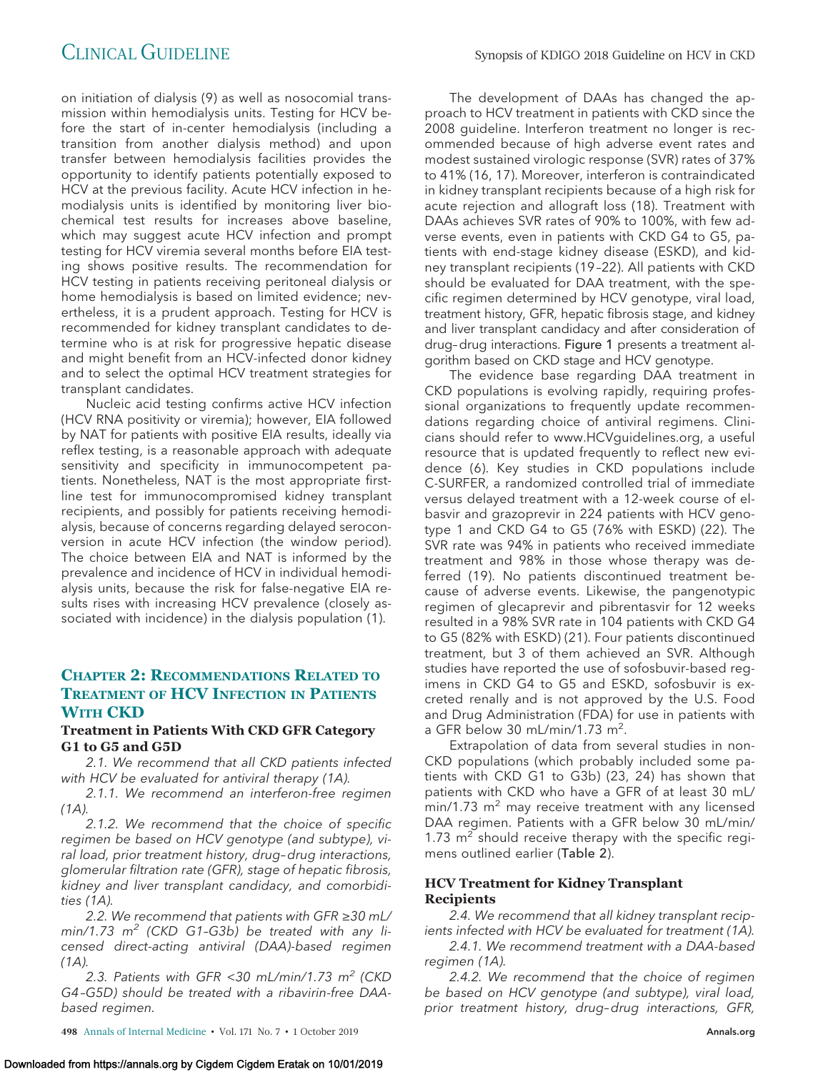on initiation of dialysis (9) as well as nosocomial transmission within hemodialysis units. Testing for HCV before the start of in-center hemodialysis (including a transition from another dialysis method) and upon transfer between hemodialysis facilities provides the opportunity to identify patients potentially exposed to HCV at the previous facility. Acute HCV infection in hemodialysis units is identified by monitoring liver biochemical test results for increases above baseline, which may suggest acute HCV infection and prompt testing for HCV viremia several months before EIA testing shows positive results. The recommendation for HCV testing in patients receiving peritoneal dialysis or home hemodialysis is based on limited evidence; nevertheless, it is a prudent approach. Testing for HCV is recommended for kidney transplant candidates to determine who is at risk for progressive hepatic disease and might benefit from an HCV-infected donor kidney and to select the optimal HCV treatment strategies for transplant candidates.

Nucleic acid testing confirms active HCV infection (HCV RNA positivity or viremia); however, EIA followed by NAT for patients with positive EIA results, ideally via reflex testing, is a reasonable approach with adequate sensitivity and specificity in immunocompetent patients. Nonetheless, NAT is the most appropriate first-line test for immunocompromised kidney transplant recipients, and possibly for patients receiving hemodialysis, because of concerns regarding delayed seroconversion in acute HCV infection (the window period). The choice between EIA and NAT is informed by the prevalence and incidence of HCV in individual hemodialysis units, because the risk for false-negative EIA results rises with increasing HCV prevalence (closely associated with incidence) in the dialysis population (1).

## Chapter 2: Recommendations Related to Treatment of HCV Infection in Patients With CKD

### Treatment in Patients With CKD GFR Category G1 to G5 and G5D

*2.1. We recommend that all CKD patients infected with HCV be evaluated for antiviral therapy (1A).*

*2.1.1. We recommend an interferon-free regimen (1A).*

*2.1.2. We recommend that the choice of specific regimen be based on HCV genotype (and subtype), viral load, prior treatment history, drug–drug interactions, glomerular filtration rate (GFR), stage of hepatic fibrosis, kidney and liver transplant candidacy, and comorbidities (1A).*

*2.2. We recommend that patients with GFR ≥30 mL/min/1.73 m$^2$ (CKD G1–G3b) be treated with any licensed direct-acting antiviral (DAA)-based regimen (1A).*

*2.3. Patients with GFR <30 mL/min/1.73 m$^2$ (CKD G4–G5D) should be treated with a ribavirin-free DAA-based regimen.*

The development of DAAs has changed the approach to HCV treatment in patients with CKD since the 2008 guideline. Interferon treatment no longer is recommended because of high adverse event rates and modest sustained virologic response (SVR) rates of 37% to 41% (16, 17). Moreover, interferon is contraindicated in kidney transplant recipients because of a high risk for acute rejection and allograft loss (18). Treatment with DAAs achieves SVR rates of 90% to 100%, with few adverse events, even in patients with CKD G4 to G5, patients with end-stage kidney disease (ESKD), and kidney transplant recipients (19–22). All patients with CKD should be evaluated for DAA treatment, with the specific regimen determined by HCV genotype, viral load, treatment history, GFR, hepatic fibrosis stage, and kidney and liver transplant candidacy and after consideration of drug–drug interactions. Figure 1 presents a treatment algorithm based on CKD stage and HCV genotype.

The evidence base regarding DAA treatment in CKD populations is evolving rapidly, requiring professional organizations to frequently update recommendations regarding choice of antiviral regimens. Clinicians should refer to www.HCVguidelines.org, a useful resource that is updated frequently to reflect new evidence (6). Key studies in CKD populations include C-SURFER, a randomized controlled trial of immediate versus delayed treatment with a 12-week course of elbasvir and grazoprevir in 224 patients with HCV genotype 1 and CKD G4 to G5 (76% with ESKD) (22). The SVR rate was 94% in patients who received immediate treatment and 98% in those whose therapy was deferred (19). No patients discontinued treatment because of adverse events. Likewise, the pangenotypic regimen of glecaprevir and pibrentasvir for 12 weeks resulted in a 98% SVR rate in 104 patients with CKD G4 to G5 (82% with ESKD) (21). Four patients discontinued treatment, but 3 of them achieved an SVR. Although studies have reported the use of sofosbuvir-based regimens in CKD G4 to G5 and ESKD, sofosbuvir is excreted renally and is not approved by the U.S. Food and Drug Administration (FDA) for use in patients with a GFR below 30 mL/min/1.73 m$^2$.

Extrapolation of data from several studies in non-CKD populations (which probably included some patients with CKD G1 to G3b) (23, 24) has shown that patients with CKD who have a GFR of at least 30 mL/min/1.73 m$^2$ may receive treatment with any licensed DAA regimen. Patients with a GFR below 30 mL/min/1.73 m$^2$ should receive therapy with the specific regimens outlined earlier (Table 2).

### HCV Treatment for Kidney Transplant Recipients

*2.4. We recommend that all kidney transplant recipients infected with HCV be evaluated for treatment (1A).*

*2.4.1. We recommend treatment with a DAA-based regimen (1A).*

*2.4.2. We recommend that the choice of regimen be based on HCV genotype (and subtype), viral load, prior treatment history, drug–drug interactions, GFR,*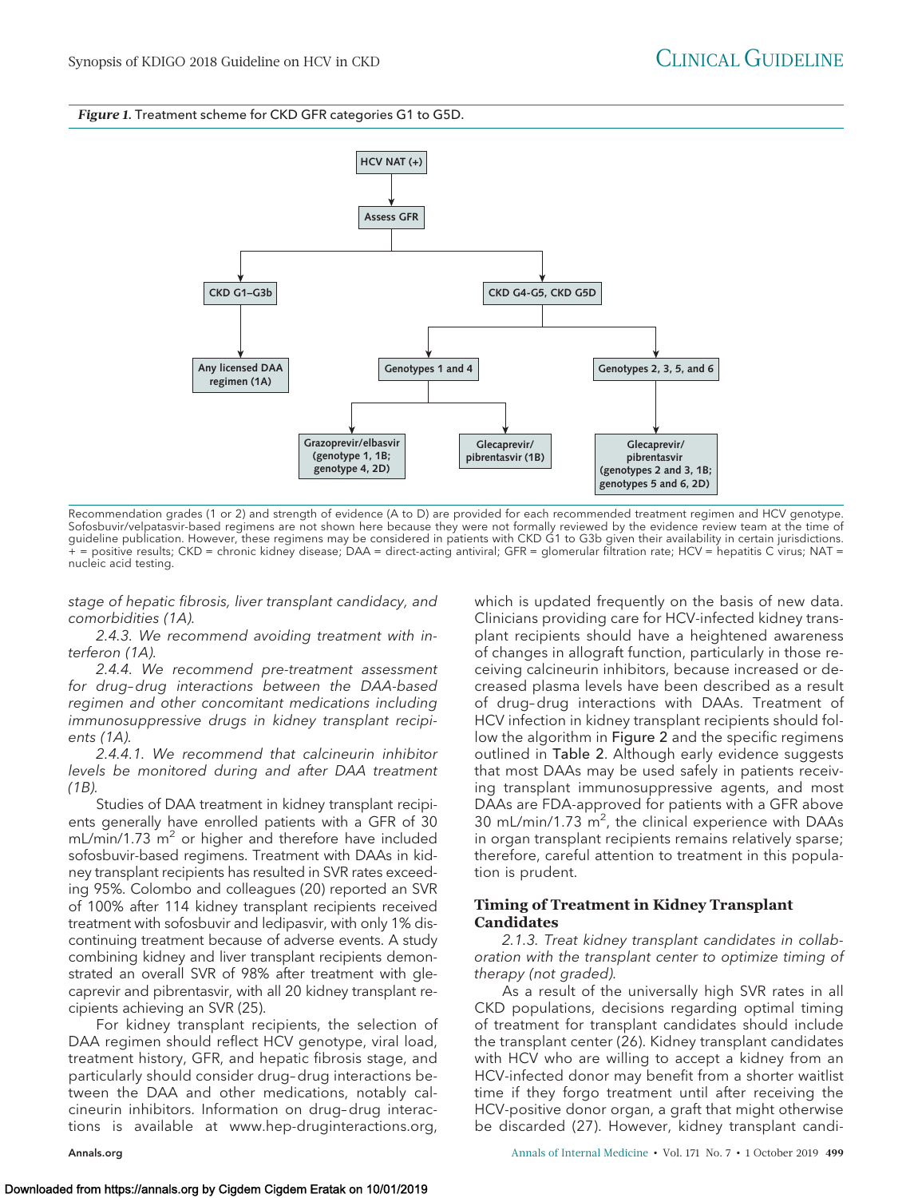*Figure 1.* Treatment scheme for CKD GFR categories G1 to G5D.

HCV NAT (+) → Assess GFR

- CKD G1–G3b → Any licensed DAA regimen (1A)
- CKD G4-G5, CKD G5D
  - Genotypes 1 and 4
    - Grazoprevir/elbasvir (genotype 1, 1B; genotype 4, 2D)
    - Glecaprevir/pibrentasvir (1B)
  - Genotypes 2, 3, 5, and 6
    - Glecaprevir/pibrentasvir (genotypes 2 and 3, 1B; genotypes 5 and 6, 2D)

Recommendation grades (1 or 2) and strength of evidence (A to D) are provided for each recommended treatment regimen and HCV genotype. Sofosbuvir/velpatasvir-based regimens are not shown here because they were not formally reviewed by the evidence review team at the time of guideline publication. However, these regimens may be considered in patients with CKD G1 to G3b given their availability in certain jurisdictions. + = positive results; CKD = chronic kidney disease; DAA = direct-acting antiviral; GFR = glomerular filtration rate; HCV = hepatitis C virus; NAT = nucleic acid testing.

*stage of hepatic fibrosis, liver transplant candidacy, and comorbidities (1A).*

*2.4.3. We recommend avoiding treatment with interferon (1A).*

*2.4.4. We recommend pre-treatment assessment for drug–drug interactions between the DAA-based regimen and other concomitant medications including immunosuppressive drugs in kidney transplant recipients (1A).*

*2.4.4.1. We recommend that calcineurin inhibitor levels be monitored during and after DAA treatment (1B).*

Studies of DAA treatment in kidney transplant recipients generally have enrolled patients with a GFR of 30 mL/min/1.73 $m^2$ or higher and therefore have included sofosbuvir-based regimens. Treatment with DAAs in kidney transplant recipients has resulted in SVR rates exceeding 95%. Colombo and colleagues (20) reported an SVR of 100% after 114 kidney transplant recipients received treatment with sofosbuvir and ledipasvir, with only 1% discontinuing treatment because of adverse events. A study combining kidney and liver transplant recipients demonstrated an overall SVR of 98% after treatment with glecaprevir and pibrentasvir, with all 20 kidney transplant recipients achieving an SVR (25).

For kidney transplant recipients, the selection of DAA regimen should reflect HCV genotype, viral load, treatment history, GFR, and hepatic fibrosis stage, and particularly should consider drug–drug interactions between the DAA and other medications, notably calcineurin inhibitors. Information on drug–drug interactions is available at www.hep-druginteractions.org, which is updated frequently on the basis of new data. Clinicians providing care for HCV-infected kidney transplant recipients should have a heightened awareness of changes in allograft function, particularly in those receiving calcineurin inhibitors, because increased or decreased plasma levels have been described as a result of drug–drug interactions with DAAs. Treatment of HCV infection in kidney transplant recipients should follow the algorithm in Figure 2 and the specific regimens outlined in Table 2. Although early evidence suggests that most DAAs may be used safely in patients receiving transplant immunosuppressive agents, and most DAAs are FDA-approved for patients with a GFR above 30 mL/min/1.73 $m^2$, the clinical experience with DAAs in organ transplant recipients remains relatively sparse; therefore, careful attention to treatment in this population is prudent.

## Timing of Treatment in Kidney Transplant Candidates

*2.1.3. Treat kidney transplant candidates in collaboration with the transplant center to optimize timing of therapy (not graded).*

As a result of the universally high SVR rates in all CKD populations, decisions regarding optimal timing of treatment for transplant candidates should include the transplant center (26). Kidney transplant candidates with HCV who are willing to accept a kidney from an HCV-infected donor may benefit from a shorter waitlist time if they forgo treatment until after receiving the HCV-positive donor organ, a graft that might otherwise be discarded (27). However, kidney transplant candi-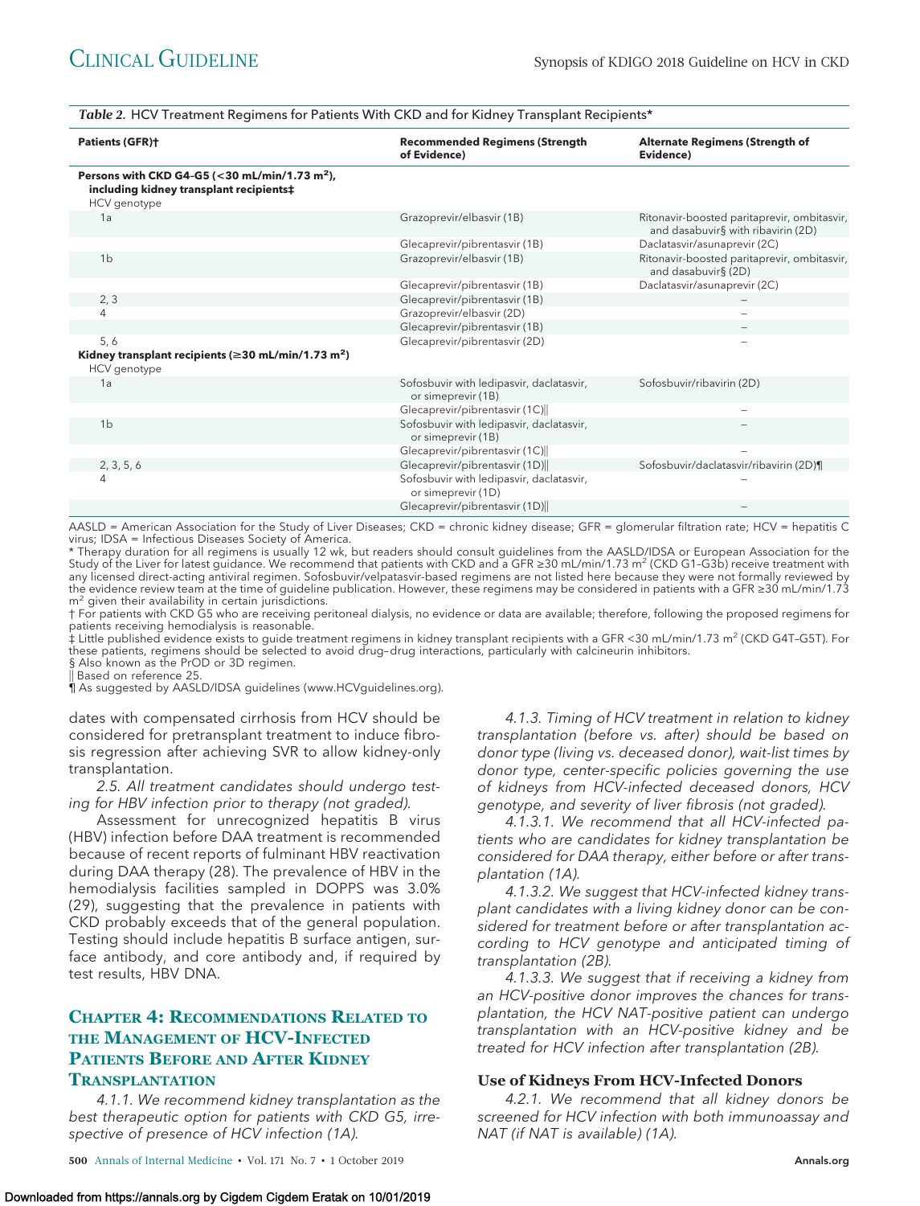*Table 2.* HCV Treatment Regimens for Patients With CKD and for Kidney Transplant Recipients*

| Patients (GFR)† | Recommended Regimens (Strength of Evidence) | Alternate Regimens (Strength of Evidence) |
|---|---|---|
| **Persons with CKD G4–G5 (<30 mL/min/1.73 m²), including kidney transplant recipients‡** | | |
| HCV genotype | | |
| 1a | Grazoprevir/elbasvir (1B) | Ritonavir-boosted paritaprevir, ombitasvir, and dasabuvir§ with ribavirin (2D) |
| | Glecaprevir/pibrentasvir (1B) | Daclatasvir/asunaprevir (2C) |
| 1b | Grazoprevir/elbasvir (1B) | Ritonavir-boosted paritaprevir, ombitasvir, and dasabuvir§ (2D) |
| | Glecaprevir/pibrentasvir (1B) | Daclatasvir/asunaprevir (2C) |
| 2, 3 | Glecaprevir/pibrentasvir (1B) | – |
| 4 | Grazoprevir/elbasvir (2D) | – |
| | Glecaprevir/pibrentasvir (1B) | – |
| 5, 6 | Glecaprevir/pibrentasvir (2D) | – |
| **Kidney transplant recipients (≥30 mL/min/1.73 m²)** | | |
| HCV genotype | | |
| 1a | Sofosbuvir with ledipasvir, daclatasvir, or simeprevir (1B) | Sofosbuvir/ribavirin (2D) |
| | Glecaprevir/pibrentasvir (1C)‖ | – |
| 1b | Sofosbuvir with ledipasvir, daclatasvir, or simeprevir (1B) | – |
| | Glecaprevir/pibrentasvir (1C)‖ | – |
| 2, 3, 5, 6 | Glecaprevir/pibrentasvir (1D)‖ | Sofosbuvir/daclatasvir/ribavirin (2D)¶ |
| 4 | Sofosbuvir with ledipasvir, daclatasvir, or simeprevir (1D) | – |
| | Glecaprevir/pibrentasvir (1D)‖ | – |

AASLD = American Association for the Study of Liver Diseases; CKD = chronic kidney disease; GFR = glomerular filtration rate; HCV = hepatitis C virus; IDSA = Infectious Diseases Society of America.

\* Therapy duration for all regimens is usually 12 wk, but readers should consult guidelines from the AASLD/IDSA or European Association for the Study of the Liver for latest guidance. We recommend that patients with CKD and a GFR ≥30 mL/min/1.73 m² (CKD G1–G3b) receive treatment with any licensed direct-acting antiviral regimen. Sofosbuvir/velpatasvir-based regimens are not listed here because they were not formally reviewed by the evidence review team at the time of guideline publication. However, these regimens may be considered in patients with a GFR ≥30 mL/min/1.73 m² given their availability in certain jurisdictions.

† For patients with CKD G5 who are receiving peritoneal dialysis, no evidence or data are available; therefore, following the proposed regimens for patients receiving hemodialysis is reasonable.

‡ Little published evidence exists to guide treatment regimens in kidney transplant recipients with a GFR <30 mL/min/1.73 m² (CKD G4T–G5T). For these patients, regimens should be selected to avoid drug–drug interactions, particularly with calcineurin inhibitors.

§ Also known as the PrOD or 3D regimen.

‖ Based on reference 25.

¶ As suggested by AASLD/IDSA guidelines (www.HCVguidelines.org).

dates with compensated cirrhosis from HCV should be considered for pretransplant treatment to induce fibrosis regression after achieving SVR to allow kidney-only transplantation.

*2.5. All treatment candidates should undergo testing for HBV infection prior to therapy (not graded).*

Assessment for unrecognized hepatitis B virus (HBV) infection before DAA treatment is recommended because of recent reports of fulminant HBV reactivation during DAA therapy (28). The prevalence of HBV in the hemodialysis facilities sampled in DOPPS was 3.0% (29), suggesting that the prevalence in patients with CKD probably exceeds that of the general population. Testing should include hepatitis B surface antigen, surface antibody, and core antibody and, if required by test results, HBV DNA.

## Chapter 4: Recommendations Related to the Management of HCV-Infected Patients Before and After Kidney Transplantation

*4.1.1. We recommend kidney transplantation as the best therapeutic option for patients with CKD G5, irrespective of presence of HCV infection (1A).*

*4.1.3. Timing of HCV treatment in relation to kidney transplantation (before vs. after) should be based on donor type (living vs. deceased donor), wait-list times by donor type, center-specific policies governing the use of kidneys from HCV-infected deceased donors, HCV genotype, and severity of liver fibrosis (not graded).*

*4.1.3.1. We recommend that all HCV-infected patients who are candidates for kidney transplantation be considered for DAA therapy, either before or after transplantation (1A).*

*4.1.3.2. We suggest that HCV-infected kidney transplant candidates with a living kidney donor can be considered for treatment before or after transplantation according to HCV genotype and anticipated timing of transplantation (2B).*

*4.1.3.3. We suggest that if receiving a kidney from an HCV-positive donor improves the chances for transplantation, the HCV NAT-positive patient can undergo transplantation with an HCV-positive kidney and be treated for HCV infection after transplantation (2B).*

### Use of Kidneys From HCV-Infected Donors

*4.2.1. We recommend that all kidney donors be screened for HCV infection with both immunoassay and NAT (if NAT is available) (1A).*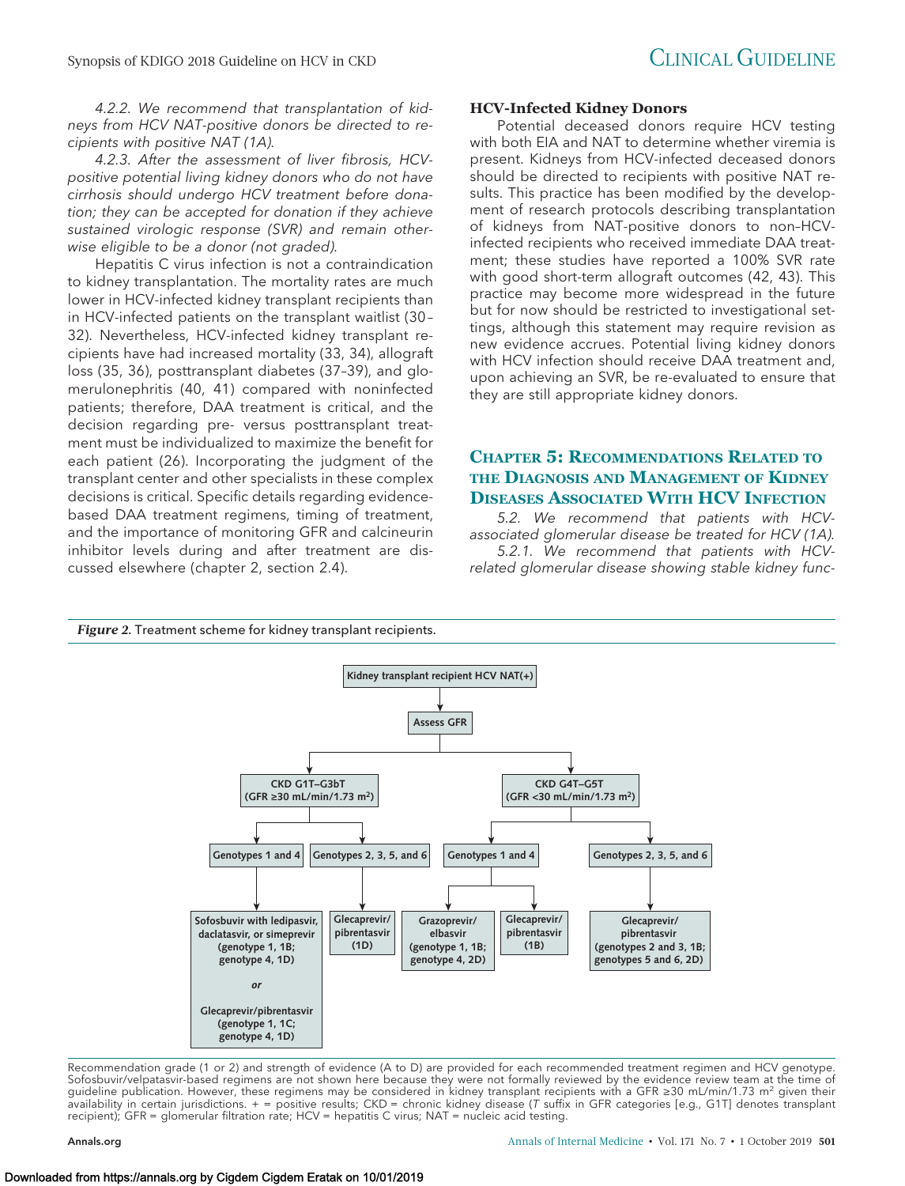*4.2.2. We recommend that transplantation of kidneys from HCV NAT-positive donors be directed to recipients with positive NAT (1A).*

*4.2.3. After the assessment of liver fibrosis, HCV-positive potential living kidney donors who do not have cirrhosis should undergo HCV treatment before donation; they can be accepted for donation if they achieve sustained virologic response (SVR) and remain otherwise eligible to be a donor (not graded).*

Hepatitis C virus infection is not a contraindication to kidney transplantation. The mortality rates are much lower in HCV-infected kidney transplant recipients than in HCV-infected patients on the transplant waitlist (30–32). Nevertheless, HCV-infected kidney transplant recipients have had increased mortality (33, 34), allograft loss (35, 36), posttransplant diabetes (37–39), and glomerulonephritis (40, 41) compared with noninfected patients; therefore, DAA treatment is critical, and the decision regarding pre- versus posttransplant treatment must be individualized to maximize the benefit for each patient (26). Incorporating the judgment of the transplant center and other specialists in these complex decisions is critical. Specific details regarding evidence-based DAA treatment regimens, timing of treatment, and the importance of monitoring GFR and calcineurin inhibitor levels during and after treatment are discussed elsewhere (chapter 2, section 2.4).

### HCV-Infected Kidney Donors

Potential deceased donors require HCV testing with both EIA and NAT to determine whether viremia is present. Kidneys from HCV-infected deceased donors should be directed to recipients with positive NAT results. This practice has been modified by the development of research protocols describing transplantation of kidneys from NAT-positive donors to non–HCV-infected recipients who received immediate DAA treatment; these studies have reported a 100% SVR rate with good short-term allograft outcomes (42, 43). This practice may become more widespread in the future but for now should be restricted to investigational settings, although this statement may require revision as new evidence accrues. Potential living kidney donors with HCV infection should receive DAA treatment and, upon achieving an SVR, be re-evaluated to ensure that they are still appropriate kidney donors.

## Chapter 5: Recommendations Related to the Diagnosis and Management of Kidney Diseases Associated With HCV Infection

*5.2. We recommend that patients with HCV-associated glomerular disease be treated for HCV (1A).*

*5.2.1. We recommend that patients with HCV-related glomerular disease showing stable kidney func-*

***Figure 2.*** Treatment scheme for kidney transplant recipients.

- Kidney transplant recipient HCV NAT(+)
  - Assess GFR
    - CKD G1T–G3bT (GFR ≥30 mL/min/1.73 m$^2$)
      - Genotypes 1 and 4
        - Sofosbuvir with ledipasvir, daclatasvir, or simeprevir (genotype 1, 1B; genotype 4, 1D) *or* Glecaprevir/pibrentasvir (genotype 1, 1C; genotype 4, 1D)
      - Genotypes 2, 3, 5, and 6
        - Glecaprevir/pibrentasvir (1D)
    - CKD G4T–G5T (GFR <30 mL/min/1.73 m$^2$)
      - Genotypes 1 and 4
        - Grazoprevir/elbasvir (genotype 1, 1B; genotype 4, 2D)
        - Glecaprevir/pibrentasvir (1B)
      - Genotypes 2, 3, 5, and 6
        - Glecaprevir/pibrentasvir (genotypes 2 and 3, 1B; genotypes 5 and 6, 2D)

Recommendation grade (1 or 2) and strength of evidence (A to D) are provided for each recommended treatment regimen and HCV genotype. Sofosbuvir/velpatasvir-based regimens are not shown here because they were not formally reviewed by the evidence review team at the time of guideline publication. However, these regimens may be considered in kidney transplant recipients with a GFR ≥30 mL/min/1.73 m$^2$ given their availability in certain jurisdictions. + = positive results; CKD = chronic kidney disease (*T* suffix in GFR categories [e.g., G1T] denotes transplant recipient); GFR = glomerular filtration rate; HCV = hepatitis C virus; NAT = nucleic acid testing.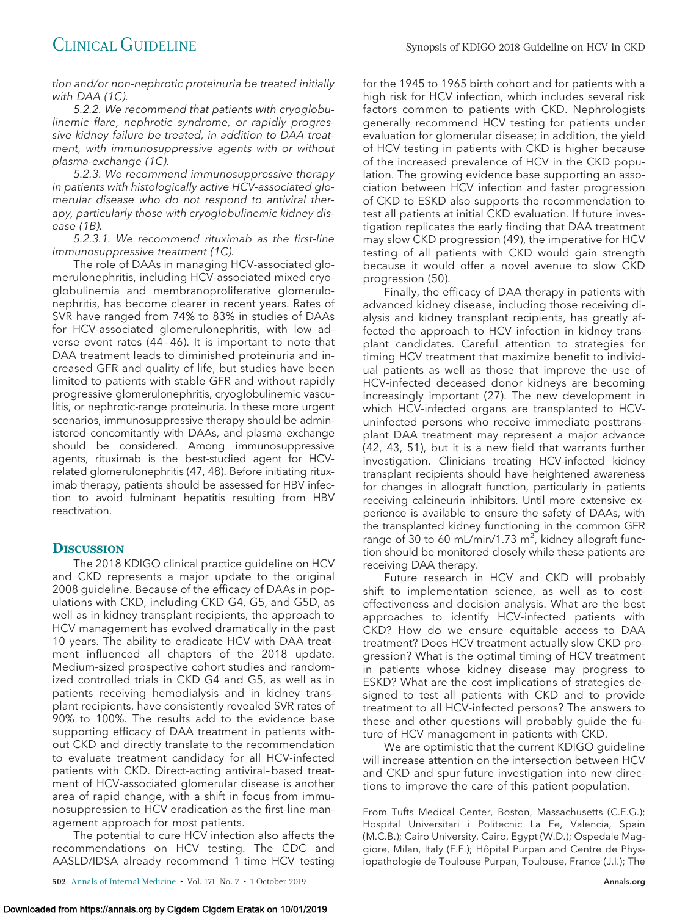*tion and/or non-nephrotic proteinuria be treated initially with DAA (1C).*

*5.2.2. We recommend that patients with cryoglobulinemic flare, nephrotic syndrome, or rapidly progressive kidney failure be treated, in addition to DAA treatment, with immunosuppressive agents with or without plasma-exchange (1C).*

*5.2.3. We recommend immunosuppressive therapy in patients with histologically active HCV-associated glomerular disease who do not respond to antiviral therapy, particularly those with cryoglobulinemic kidney disease (1B).*

*5.2.3.1. We recommend rituximab as the first-line immunosuppressive treatment (1C).*

The role of DAAs in managing HCV-associated glomerulonephritis, including HCV-associated mixed cryoglobulinemia and membranoproliferative glomerulonephritis, has become clearer in recent years. Rates of SVR have ranged from 74% to 83% in studies of DAAs for HCV-associated glomerulonephritis, with low adverse event rates (44–46). It is important to note that DAA treatment leads to diminished proteinuria and increased GFR and quality of life, but studies have been limited to patients with stable GFR and without rapidly progressive glomerulonephritis, cryoglobulinemic vasculitis, or nephrotic-range proteinuria. In these more urgent scenarios, immunosuppressive therapy should be administered concomitantly with DAAs, and plasma exchange should be considered. Among immunosuppressive agents, rituximab is the best-studied agent for HCV-related glomerulonephritis (47, 48). Before initiating rituximab therapy, patients should be assessed for HBV infection to avoid fulminant hepatitis resulting from HBV reactivation.

## Discussion

The 2018 KDIGO clinical practice guideline on HCV and CKD represents a major update to the original 2008 guideline. Because of the efficacy of DAAs in populations with CKD, including CKD G4, G5, and G5D, as well as in kidney transplant recipients, the approach to HCV management has evolved dramatically in the past 10 years. The ability to eradicate HCV with DAA treatment influenced all chapters of the 2018 update. Medium-sized prospective cohort studies and randomized controlled trials in CKD G4 and G5, as well as in patients receiving hemodialysis and in kidney transplant recipients, have consistently revealed SVR rates of 90% to 100%. The results add to the evidence base supporting efficacy of DAA treatment in patients without CKD and directly translate to the recommendation to evaluate treatment candidacy for all HCV-infected patients with CKD. Direct-acting antiviral–based treatment of HCV-associated glomerular disease is another area of rapid change, with a shift in focus from immunosuppression to HCV eradication as the first-line management approach for most patients.

The potential to cure HCV infection also affects the recommendations on HCV testing. The CDC and AASLD/IDSA already recommend 1-time HCV testing for the 1945 to 1965 birth cohort and for patients with a high risk for HCV infection, which includes several risk factors common to patients with CKD. Nephrologists generally recommend HCV testing for patients under evaluation for glomerular disease; in addition, the yield of HCV testing in patients with CKD is higher because of the increased prevalence of HCV in the CKD population. The growing evidence base supporting an association between HCV infection and faster progression of CKD to ESKD also supports the recommendation to test all patients at initial CKD evaluation. If future investigation replicates the early finding that DAA treatment may slow CKD progression (49), the imperative for HCV testing of all patients with CKD would gain strength because it would offer a novel avenue to slow CKD progression (50).

Finally, the efficacy of DAA therapy in patients with advanced kidney disease, including those receiving dialysis and kidney transplant recipients, has greatly affected the approach to HCV infection in kidney transplant candidates. Careful attention to strategies for timing HCV treatment that maximize benefit to individual patients as well as those that improve the use of HCV-infected deceased donor kidneys are becoming increasingly important (27). The new development in which HCV-infected organs are transplanted to HCV-uninfected persons who receive immediate posttransplant DAA treatment may represent a major advance (42, 43, 51), but it is a new field that warrants further investigation. Clinicians treating HCV-infected kidney transplant recipients should have heightened awareness for changes in allograft function, particularly in patients receiving calcineurin inhibitors. Until more extensive experience is available to ensure the safety of DAAs, with the transplanted kidney functioning in the common GFR range of 30 to 60 mL/min/1.73 $m^2$, kidney allograft function should be monitored closely while these patients are receiving DAA therapy.

Future research in HCV and CKD will probably shift to implementation science, as well as to cost-effectiveness and decision analysis. What are the best approaches to identify HCV-infected patients with CKD? How do we ensure equitable access to DAA treatment? Does HCV treatment actually slow CKD progression? What is the optimal timing of HCV treatment in patients whose kidney disease may progress to ESKD? What are the cost implications of strategies designed to test all patients with CKD and to provide treatment to all HCV-infected persons? The answers to these and other questions will probably guide the future of HCV management in patients with CKD.

We are optimistic that the current KDIGO guideline will increase attention on the intersection between HCV and CKD and spur future investigation into new directions to improve the care of this patient population.

From Tufts Medical Center, Boston, Massachusetts (C.E.G.); Hospital Universitari i Politecnic La Fe, Valencia, Spain (M.C.B.); Cairo University, Cairo, Egypt (W.D.); Ospedale Maggiore, Milan, Italy (F.F.); Hôpital Purpan and Centre de Physiopathologie de Toulouse Purpan, Toulouse, France (J.I.); The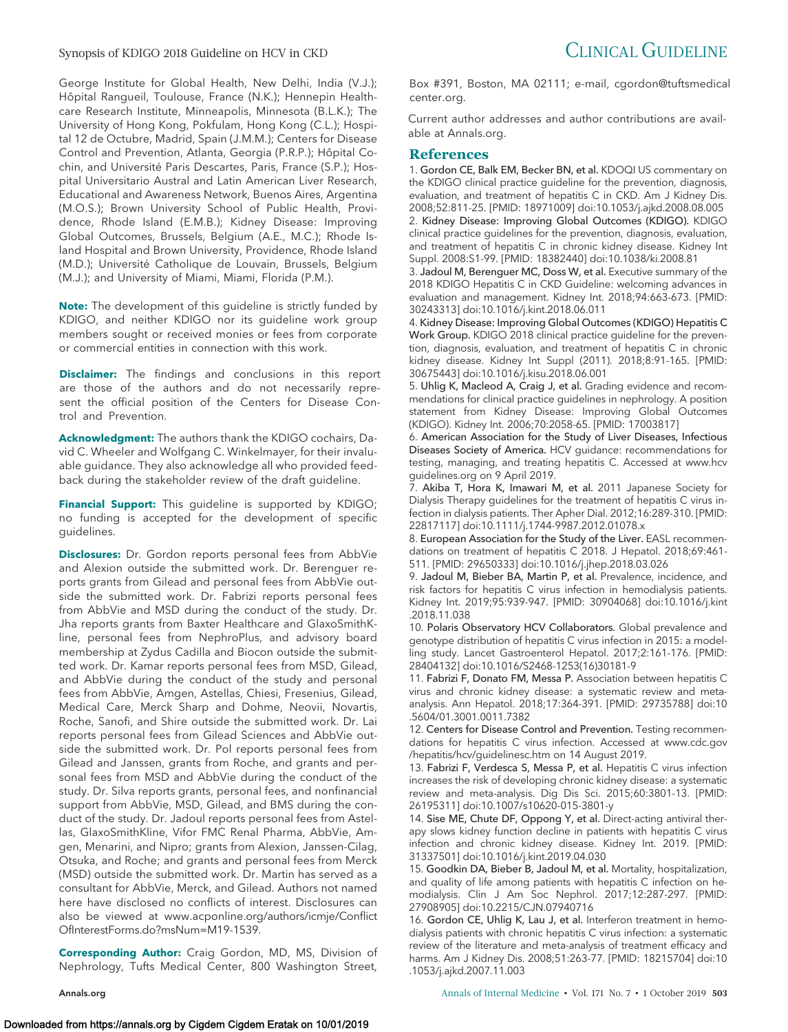George Institute for Global Health, New Delhi, India (V.J.); Hôpital Rangueil, Toulouse, France (N.K.); Hennepin Healthcare Research Institute, Minneapolis, Minnesota (B.L.K.); The University of Hong Kong, Pokfulam, Hong Kong (C.L.); Hospital 12 de Octubre, Madrid, Spain (J.M.M.); Centers for Disease Control and Prevention, Atlanta, Georgia (P.R.P.); Hôpital Cochin, and Université Paris Descartes, Paris, France (S.P.); Hospital Universitario Austral and Latin American Liver Research, Educational and Awareness Network, Buenos Aires, Argentina (M.O.S.); Brown University School of Public Health, Providence, Rhode Island (E.M.B.); Kidney Disease: Improving Global Outcomes, Brussels, Belgium (A.E., M.C.); Rhode Island Hospital and Brown University, Providence, Rhode Island (M.D.); Université Catholique de Louvain, Brussels, Belgium (M.J.); and University of Miami, Miami, Florida (P.M.).

**Note:** The development of this guideline is strictly funded by KDIGO, and neither KDIGO nor its guideline work group members sought or received monies or fees from corporate or commercial entities in connection with this work.

**Disclaimer:** The findings and conclusions in this report are those of the authors and do not necessarily represent the official position of the Centers for Disease Control and Prevention.

**Acknowledgment:** The authors thank the KDIGO cochairs, David C. Wheeler and Wolfgang C. Winkelmayer, for their invaluable guidance. They also acknowledge all who provided feedback during the stakeholder review of the draft guideline.

**Financial Support:** This guideline is supported by KDIGO; no funding is accepted for the development of specific guidelines.

**Disclosures:** Dr. Gordon reports personal fees from AbbVie and Alexion outside the submitted work. Dr. Berenguer reports grants from Gilead and personal fees from AbbVie outside the submitted work. Dr. Fabrizi reports personal fees from AbbVie and MSD during the conduct of the study. Dr. Jha reports grants from Baxter Healthcare and GlaxoSmithKline, personal fees from NephroPlus, and advisory board membership at Zydus Cadilla and Biocon outside the submitted work. Dr. Kamar reports personal fees from MSD, Gilead, and AbbVie during the conduct of the study and personal fees from AbbVie, Amgen, Astellas, Chiesi, Fresenius, Gilead, Medical Care, Merck Sharp and Dohme, Neovii, Novartis, Roche, Sanofi, and Shire outside the submitted work. Dr. Lai reports personal fees from Gilead Sciences and AbbVie outside the submitted work. Dr. Pol reports personal fees from Gilead and Janssen, grants from Roche, and grants and personal fees from MSD and AbbVie during the conduct of the study. Dr. Silva reports grants, personal fees, and nonfinancial support from AbbVie, MSD, Gilead, and BMS during the conduct of the study. Dr. Jadoul reports personal fees from Astellas, GlaxoSmithKline, Vifor FMC Renal Pharma, AbbVie, Amgen, Menarini, and Nipro; grants from Alexion, Janssen-Cilag, Otsuka, and Roche; and grants and personal fees from Merck (MSD) outside the submitted work. Dr. Martin has served as a consultant for AbbVie, Merck, and Gilead. Authors not named here have disclosed no conflicts of interest. Disclosures can also be viewed at www.acponline.org/authors/icmje/ConflictOfInterestForms.do?msNum=M19-1539.

**Corresponding Author:** Craig Gordon, MD, MS, Division of Nephrology, Tufts Medical Center, 800 Washington Street, Box #391, Boston, MA 02111; e-mail, cgordon@tuftsmedicalcenter.org.

Current author addresses and author contributions are available at Annals.org.

## References

1. **Gordon CE, Balk EM, Becker BN, et al.** KDOQI US commentary on the KDIGO clinical practice guideline for the prevention, diagnosis, evaluation, and treatment of hepatitis C in CKD. Am J Kidney Dis. 2008;52:811-25. [PMID: 18971009] doi:10.1053/j.ajkd.2008.08.005
2. **Kidney Disease: Improving Global Outcomes (KDIGO).** KDIGO clinical practice guidelines for the prevention, diagnosis, evaluation, and treatment of hepatitis C in chronic kidney disease. Kidney Int Suppl. 2008:S1-99. [PMID: 18382440] doi:10.1038/ki.2008.81
3. **Jadoul M, Berenguer MC, Doss W, et al.** Executive summary of the 2018 KDIGO Hepatitis C in CKD Guideline: welcoming advances in evaluation and management. Kidney Int. 2018;94:663-673. [PMID: 30243313] doi:10.1016/j.kint.2018.06.011
4. **Kidney Disease: Improving Global Outcomes (KDIGO) Hepatitis C Work Group.** KDIGO 2018 clinical practice guideline for the prevention, diagnosis, evaluation, and treatment of hepatitis C in chronic kidney disease. Kidney Int Suppl (2011). 2018;8:91-165. [PMID: 30675443] doi:10.1016/j.kisu.2018.06.001
5. **Uhlig K, Macleod A, Craig J, et al.** Grading evidence and recommendations for clinical practice guidelines in nephrology. A position statement from Kidney Disease: Improving Global Outcomes (KDIGO). Kidney Int. 2006;70:2058-65. [PMID: 17003817]
6. **American Association for the Study of Liver Diseases, Infectious Diseases Society of America.** HCV guidance: recommendations for testing, managing, and treating hepatitis C. Accessed at www.hcvguidelines.org on 9 April 2019.
7. **Akiba T, Hora K, Imawari M, et al.** 2011 Japanese Society for Dialysis Therapy guidelines for the treatment of hepatitis C virus infection in dialysis patients. Ther Apher Dial. 2012;16:289-310. [PMID: 22817117] doi:10.1111/j.1744-9987.2012.01078.x
8. **European Association for the Study of the Liver.** EASL recommendations on treatment of hepatitis C 2018. J Hepatol. 2018;69:461-511. [PMID: 29650333] doi:10.1016/j.jhep.2018.03.026
9. **Jadoul M, Bieber BA, Martin P, et al.** Prevalence, incidence, and risk factors for hepatitis C virus infection in hemodialysis patients. Kidney Int. 2019;95:939-947. [PMID: 30904068] doi:10.1016/j.kint.2018.11.038
10. **Polaris Observatory HCV Collaborators.** Global prevalence and genotype distribution of hepatitis C virus infection in 2015: a modelling study. Lancet Gastroenterol Hepatol. 2017;2:161-176. [PMID: 28404132] doi:10.1016/S2468-1253(16)30181-9
11. **Fabrizi F, Donato FM, Messa P.** Association between hepatitis C virus and chronic kidney disease: a systematic review and meta-analysis. Ann Hepatol. 2018;17:364-391. [PMID: 29735788] doi:10.5604/01.3001.0011.7382
12. **Centers for Disease Control and Prevention.** Testing recommendations for hepatitis C virus infection. Accessed at www.cdc.gov/hepatitis/hcv/guidelinesc.htm on 14 August 2019.
13. **Fabrizi F, Verdesca S, Messa P, et al.** Hepatitis C virus infection increases the risk of developing chronic kidney disease: a systematic review and meta-analysis. Dig Dis Sci. 2015;60:3801-13. [PMID: 26195311] doi:10.1007/s10620-015-3801-y
14. **Sise ME, Chute DF, Oppong Y, et al.** Direct-acting antiviral therapy slows kidney function decline in patients with hepatitis C virus infection and chronic kidney disease. Kidney Int. 2019. [PMID: 31337501] doi:10.1016/j.kint.2019.04.030
15. **Goodkin DA, Bieber B, Jadoul M, et al.** Mortality, hospitalization, and quality of life among patients with hepatitis C infection on hemodialysis. Clin J Am Soc Nephrol. 2017;12:287-297. [PMID: 27908905] doi:10.2215/CJN.07940716
16. **Gordon CE, Uhlig K, Lau J, et al.** Interferon treatment in hemodialysis patients with chronic hepatitis C virus infection: a systematic review of the literature and meta-analysis of treatment efficacy and harms. Am J Kidney Dis. 2008;51:263-77. [PMID: 18215704] doi:10.1053/j.ajkd.2007.11.003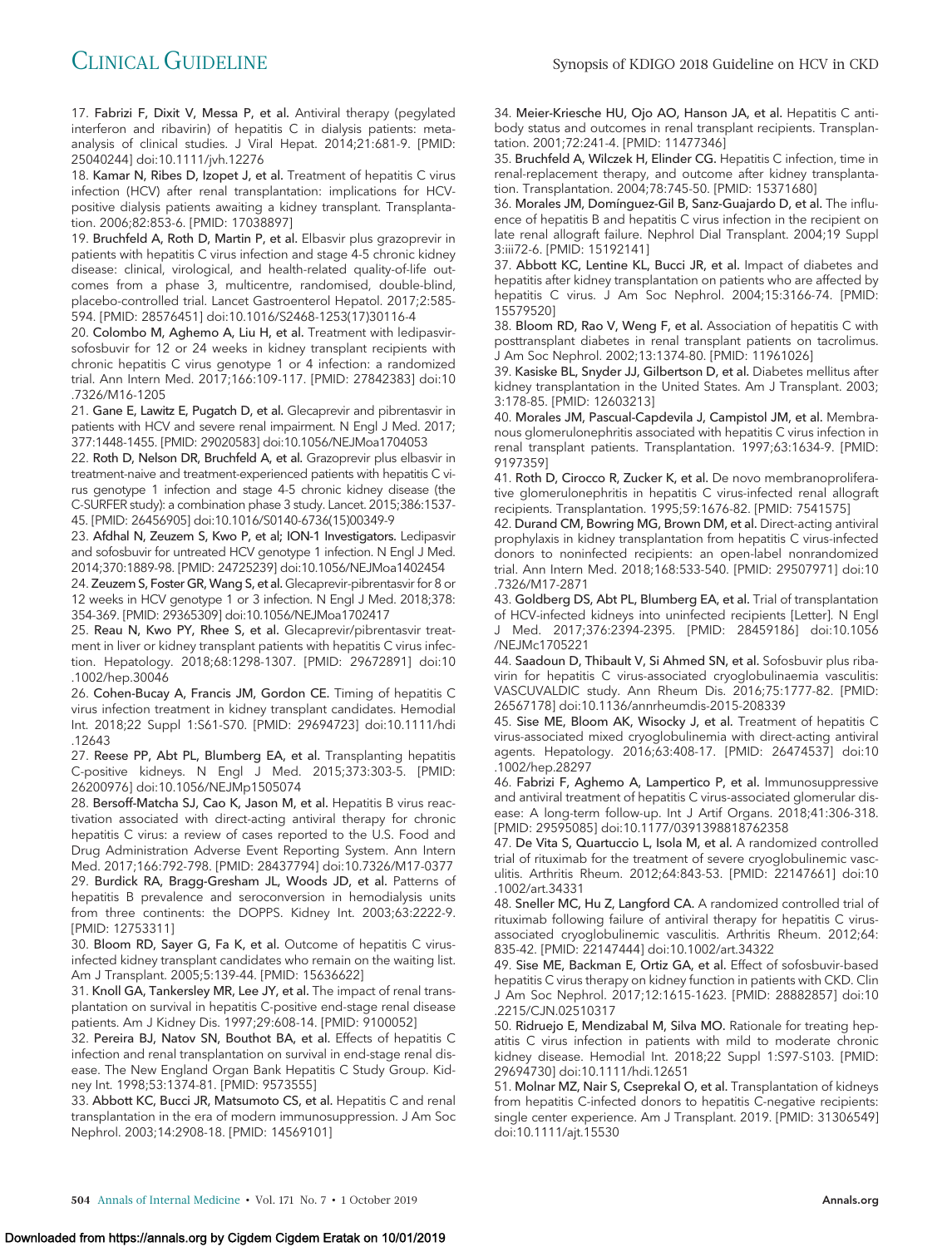17. **Fabrizi F, Dixit V, Messa P, et al.** Antiviral therapy (pegylated interferon and ribavirin) of hepatitis C in dialysis patients: meta-analysis of clinical studies. J Viral Hepat. 2014;21:681-9. [PMID: 25040244] doi:10.1111/jvh.12276

18. **Kamar N, Ribes D, Izopet J, et al.** Treatment of hepatitis C virus infection (HCV) after renal transplantation: implications for HCV-positive dialysis patients awaiting a kidney transplant. Transplantation. 2006;82:853-6. [PMID: 17038897]

19. **Bruchfeld A, Roth D, Martin P, et al.** Elbasvir plus grazoprevir in patients with hepatitis C virus infection and stage 4-5 chronic kidney disease: clinical, virological, and health-related quality-of-life outcomes from a phase 3, multicentre, randomised, double-blind, placebo-controlled trial. Lancet Gastroenterol Hepatol. 2017;2:585-594. [PMID: 28576451] doi:10.1016/S2468-1253(17)30116-4

20. **Colombo M, Aghemo A, Liu H, et al.** Treatment with ledipasvir-sofosbuvir for 12 or 24 weeks in kidney transplant recipients with chronic hepatitis C virus genotype 1 or 4 infection: a randomized trial. Ann Intern Med. 2017;166:109-117. [PMID: 27842383] doi:10.7326/M16-1205

21. **Gane E, Lawitz E, Pugatch D, et al.** Glecaprevir and pibrentasvir in patients with HCV and severe renal impairment. N Engl J Med. 2017;377:1448-1455. [PMID: 29020583] doi:10.1056/NEJMoa1704053

22. **Roth D, Nelson DR, Bruchfeld A, et al.** Grazoprevir plus elbasvir in treatment-naive and treatment-experienced patients with hepatitis C virus genotype 1 infection and stage 4-5 chronic kidney disease (the C-SURFER study): a combination phase 3 study. Lancet. 2015;386:1537-45. [PMID: 26456905] doi:10.1016/S0140-6736(15)00349-9

23. **Afdhal N, Zeuzem S, Kwo P, et al; ION-1 Investigators.** Ledipasvir and sofosbuvir for untreated HCV genotype 1 infection. N Engl J Med. 2014;370:1889-98. [PMID: 24725239] doi:10.1056/NEJMoa1402454

24. **Zeuzem S, Foster GR, Wang S, et al.** Glecaprevir-pibrentasvir for 8 or 12 weeks in HCV genotype 1 or 3 infection. N Engl J Med. 2018;378:354-369. [PMID: 29365309] doi:10.1056/NEJMoa1702417

25. **Reau N, Kwo PY, Rhee S, et al.** Glecaprevir/pibrentasvir treatment in liver or kidney transplant patients with hepatitis C virus infection. Hepatology. 2018;68:1298-1307. [PMID: 29672891] doi:10.1002/hep.30046

26. **Cohen-Bucay A, Francis JM, Gordon CE.** Timing of hepatitis C virus infection treatment in kidney transplant candidates. Hemodial Int. 2018;22 Suppl 1:S61-S70. [PMID: 29694723] doi:10.1111/hdi.12643

27. **Reese PP, Abt PL, Blumberg EA, et al.** Transplanting hepatitis C-positive kidneys. N Engl J Med. 2015;373:303-5. [PMID: 26200976] doi:10.1056/NEJMp1505074

28. **Bersoff-Matcha SJ, Cao K, Jason M, et al.** Hepatitis B virus reactivation associated with direct-acting antiviral therapy for chronic hepatitis C virus: a review of cases reported to the U.S. Food and Drug Administration Adverse Event Reporting System. Ann Intern Med. 2017;166:792-798. [PMID: 28437794] doi:10.7326/M17-0377

29. **Burdick RA, Bragg-Gresham JL, Woods JD, et al.** Patterns of hepatitis B prevalence and seroconversion in hemodialysis units from three continents: the DOPPS. Kidney Int. 2003;63:2222-9. [PMID: 12753311]

30. **Bloom RD, Sayer G, Fa K, et al.** Outcome of hepatitis C virus-infected kidney transplant candidates who remain on the waiting list. Am J Transplant. 2005;5:139-44. [PMID: 15636622]

31. **Knoll GA, Tankersley MR, Lee JY, et al.** The impact of renal transplantation on survival in hepatitis C-positive end-stage renal disease patients. Am J Kidney Dis. 1997;29:608-14. [PMID: 9100052]

32. **Pereira BJ, Natov SN, Bouthot BA, et al.** Effects of hepatitis C infection and renal transplantation on survival in end-stage renal disease. The New England Organ Bank Hepatitis C Study Group. Kidney Int. 1998;53:1374-81. [PMID: 9573555]

33. **Abbott KC, Bucci JR, Matsumoto CS, et al.** Hepatitis C and renal transplantation in the era of modern immunosuppression. J Am Soc Nephrol. 2003;14:2908-18. [PMID: 14569101]

34. **Meier-Kriesche HU, Ojo AO, Hanson JA, et al.** Hepatitis C antibody status and outcomes in renal transplant recipients. Transplantation. 2001;72:241-4. [PMID: 11477346]

35. **Bruchfeld A, Wilczek H, Elinder CG.** Hepatitis C infection, time in renal-replacement therapy, and outcome after kidney transplantation. Transplantation. 2004;78:745-50. [PMID: 15371680]

36. **Morales JM, Domínguez-Gil B, Sanz-Guajardo D, et al.** The influence of hepatitis B and hepatitis C virus infection in the recipient on late renal allograft failure. Nephrol Dial Transplant. 2004;19 Suppl 3:iii72-6. [PMID: 15192141]

37. **Abbott KC, Lentine KL, Bucci JR, et al.** Impact of diabetes and hepatitis after kidney transplantation on patients who are affected by hepatitis C virus. J Am Soc Nephrol. 2004;15:3166-74. [PMID: 15579520]

38. **Bloom RD, Rao V, Weng F, et al.** Association of hepatitis C with posttransplant diabetes in renal transplant patients on tacrolimus. J Am Soc Nephrol. 2002;13:1374-80. [PMID: 11961026]

39. **Kasiske BL, Snyder JJ, Gilbertson D, et al.** Diabetes mellitus after kidney transplantation in the United States. Am J Transplant. 2003;3:178-85. [PMID: 12603213]

40. **Morales JM, Pascual-Capdevila J, Campistol JM, et al.** Membranous glomerulonephritis associated with hepatitis C virus infection in renal transplant patients. Transplantation. 1997;63:1634-9. [PMID: 9197359]

41. **Roth D, Cirocco R, Zucker K, et al.** De novo membranoproliferative glomerulonephritis in hepatitis C virus-infected renal allograft recipients. Transplantation. 1995;59:1676-82. [PMID: 7541575]

42. **Durand CM, Bowring MG, Brown DM, et al.** Direct-acting antiviral prophylaxis in kidney transplantation from hepatitis C virus-infected donors to noninfected recipients: an open-label nonrandomized trial. Ann Intern Med. 2018;168:533-540. [PMID: 29507971] doi:10.7326/M17-2871

43. **Goldberg DS, Abt PL, Blumberg EA, et al.** Trial of transplantation of HCV-infected kidneys into uninfected recipients [Letter]. N Engl J Med. 2017;376:2394-2395. [PMID: 28459186] doi:10.1056/NEJMc1705221

44. **Saadoun D, Thibault V, Si Ahmed SN, et al.** Sofosbuvir plus ribavirin for hepatitis C virus-associated cryoglobulinaemia vasculitis: VASCUVALDIC study. Ann Rheum Dis. 2016;75:1777-82. [PMID: 26567178] doi:10.1136/annrheumdis-2015-208339

45. **Sise ME, Bloom AK, Wisocky J, et al.** Treatment of hepatitis C virus-associated mixed cryoglobulinemia with direct-acting antiviral agents. Hepatology. 2016;63:408-17. [PMID: 26474537] doi:10.1002/hep.28297

46. **Fabrizi F, Aghemo A, Lampertico P, et al.** Immunosuppressive and antiviral treatment of hepatitis C virus-associated glomerular disease: A long-term follow-up. Int J Artif Organs. 2018;41:306-318. [PMID: 29595085] doi:10.1177/0391398818762358

47. **De Vita S, Quartuccio L, Isola M, et al.** A randomized controlled trial of rituximab for the treatment of severe cryoglobulinemic vasculitis. Arthritis Rheum. 2012;64:843-53. [PMID: 22147661] doi:10.1002/art.34331

48. **Sneller MC, Hu Z, Langford CA.** A randomized controlled trial of rituximab following failure of antiviral therapy for hepatitis C virus-associated cryoglobulinemic vasculitis. Arthritis Rheum. 2012;64:835-42. [PMID: 22147444] doi:10.1002/art.34322

49. **Sise ME, Backman E, Ortiz GA, et al.** Effect of sofosbuvir-based hepatitis C virus therapy on kidney function in patients with CKD. Clin J Am Soc Nephrol. 2017;12:1615-1623. [PMID: 28882857] doi:10.2215/CJN.02510317

50. **Ridruejo E, Mendizabal M, Silva MO.** Rationale for treating hepatitis C virus infection in patients with mild to moderate chronic kidney disease. Hemodial Int. 2018;22 Suppl 1:S97-S103. [PMID: 29694730] doi:10.1111/hdi.12651

51. **Molnar MZ, Nair S, Cseprekal O, et al.** Transplantation of kidneys from hepatitis C-infected donors to hepatitis C-negative recipients: single center experience. Am J Transplant. 2019. [PMID: 31306549] doi:10.1111/ajt.15530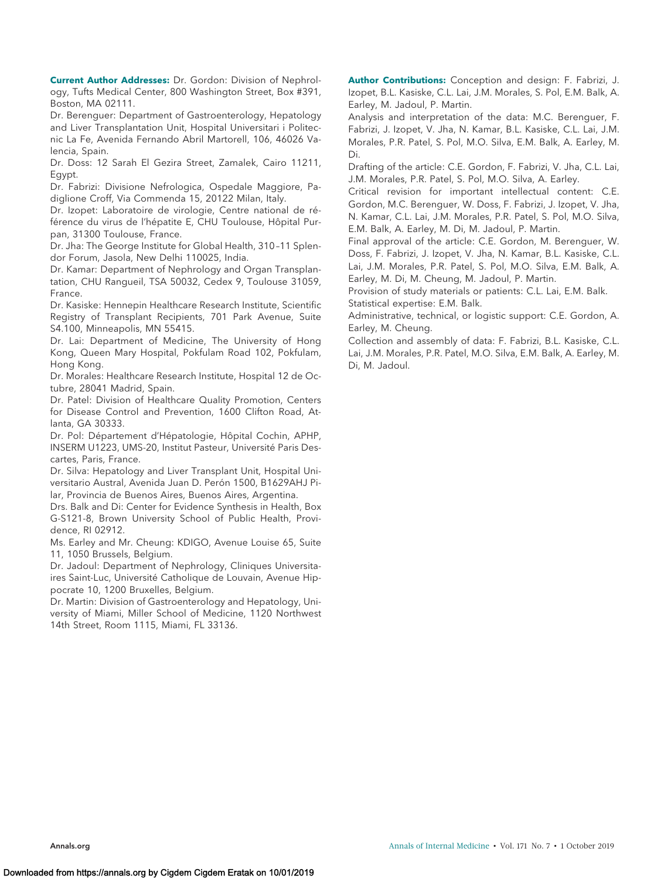**Current Author Addresses:** Dr. Gordon: Division of Nephrology, Tufts Medical Center, 800 Washington Street, Box #391, Boston, MA 02111.

Dr. Berenguer: Department of Gastroenterology, Hepatology and Liver Transplantation Unit, Hospital Universitari i Politecnic La Fe, Avenida Fernando Abril Martorell, 106, 46026 Valencia, Spain.

Dr. Doss: 12 Sarah El Gezira Street, Zamalek, Cairo 11211, Egypt.

Dr. Fabrizi: Divisione Nefrologica, Ospedale Maggiore, Padiglione Croff, Via Commenda 15, 20122 Milan, Italy.

Dr. Izopet: Laboratoire de virologie, Centre national de référence du virus de l'hépatite E, CHU Toulouse, Hôpital Purpan, 31300 Toulouse, France.

Dr. Jha: The George Institute for Global Health, 310–11 Splendor Forum, Jasola, New Delhi 110025, India.

Dr. Kamar: Department of Nephrology and Organ Transplantation, CHU Rangueil, TSA 50032, Cedex 9, Toulouse 31059, France.

Dr. Kasiske: Hennepin Healthcare Research Institute, Scientific Registry of Transplant Recipients, 701 Park Avenue, Suite S4.100, Minneapolis, MN 55415.

Dr. Lai: Department of Medicine, The University of Hong Kong, Queen Mary Hospital, Pokfulam Road 102, Pokfulam, Hong Kong.

Dr. Morales: Healthcare Research Institute, Hospital 12 de Octubre, 28041 Madrid, Spain.

Dr. Patel: Division of Healthcare Quality Promotion, Centers for Disease Control and Prevention, 1600 Clifton Road, Atlanta, GA 30333.

Dr. Pol: Département d'Hépatologie, Hôpital Cochin, APHP, INSERM U1223, UMS-20, Institut Pasteur, Université Paris Descartes, Paris, France.

Dr. Silva: Hepatology and Liver Transplant Unit, Hospital Universitario Austral, Avenida Juan D. Perón 1500, B1629AHJ Pilar, Provincia de Buenos Aires, Buenos Aires, Argentina.

Drs. Balk and Di: Center for Evidence Synthesis in Health, Box G-S121-8, Brown University School of Public Health, Providence, RI 02912.

Ms. Earley and Mr. Cheung: KDIGO, Avenue Louise 65, Suite 11, 1050 Brussels, Belgium.

Dr. Jadoul: Department of Nephrology, Cliniques Universitaires Saint-Luc, Université Catholique de Louvain, Avenue Hippocrate 10, 1200 Bruxelles, Belgium.

Dr. Martin: Division of Gastroenterology and Hepatology, University of Miami, Miller School of Medicine, 1120 Northwest 14th Street, Room 1115, Miami, FL 33136.

**Author Contributions:** Conception and design: F. Fabrizi, J. Izopet, B.L. Kasiske, C.L. Lai, J.M. Morales, S. Pol, E.M. Balk, A. Earley, M. Jadoul, P. Martin.

Analysis and interpretation of the data: M.C. Berenguer, F. Fabrizi, J. Izopet, V. Jha, N. Kamar, B.L. Kasiske, C.L. Lai, J.M. Morales, P.R. Patel, S. Pol, M.O. Silva, E.M. Balk, A. Earley, M. Di.

Drafting of the article: C.E. Gordon, F. Fabrizi, V. Jha, C.L. Lai, J.M. Morales, P.R. Patel, S. Pol, M.O. Silva, A. Earley.

Critical revision for important intellectual content: C.E. Gordon, M.C. Berenguer, W. Doss, F. Fabrizi, J. Izopet, V. Jha, N. Kamar, C.L. Lai, J.M. Morales, P.R. Patel, S. Pol, M.O. Silva, E.M. Balk, A. Earley, M. Di, M. Jadoul, P. Martin.

Final approval of the article: C.E. Gordon, M. Berenguer, W. Doss, F. Fabrizi, J. Izopet, V. Jha, N. Kamar, B.L. Kasiske, C.L. Lai, J.M. Morales, P.R. Patel, S. Pol, M.O. Silva, E.M. Balk, A. Earley, M. Di, M. Cheung, M. Jadoul, P. Martin.

Provision of study materials or patients: C.L. Lai, E.M. Balk.

Statistical expertise: E.M. Balk.

Administrative, technical, or logistic support: C.E. Gordon, A. Earley, M. Cheung.

Collection and assembly of data: F. Fabrizi, B.L. Kasiske, C.L. Lai, J.M. Morales, P.R. Patel, M.O. Silva, E.M. Balk, A. Earley, M. Di, M. Jadoul.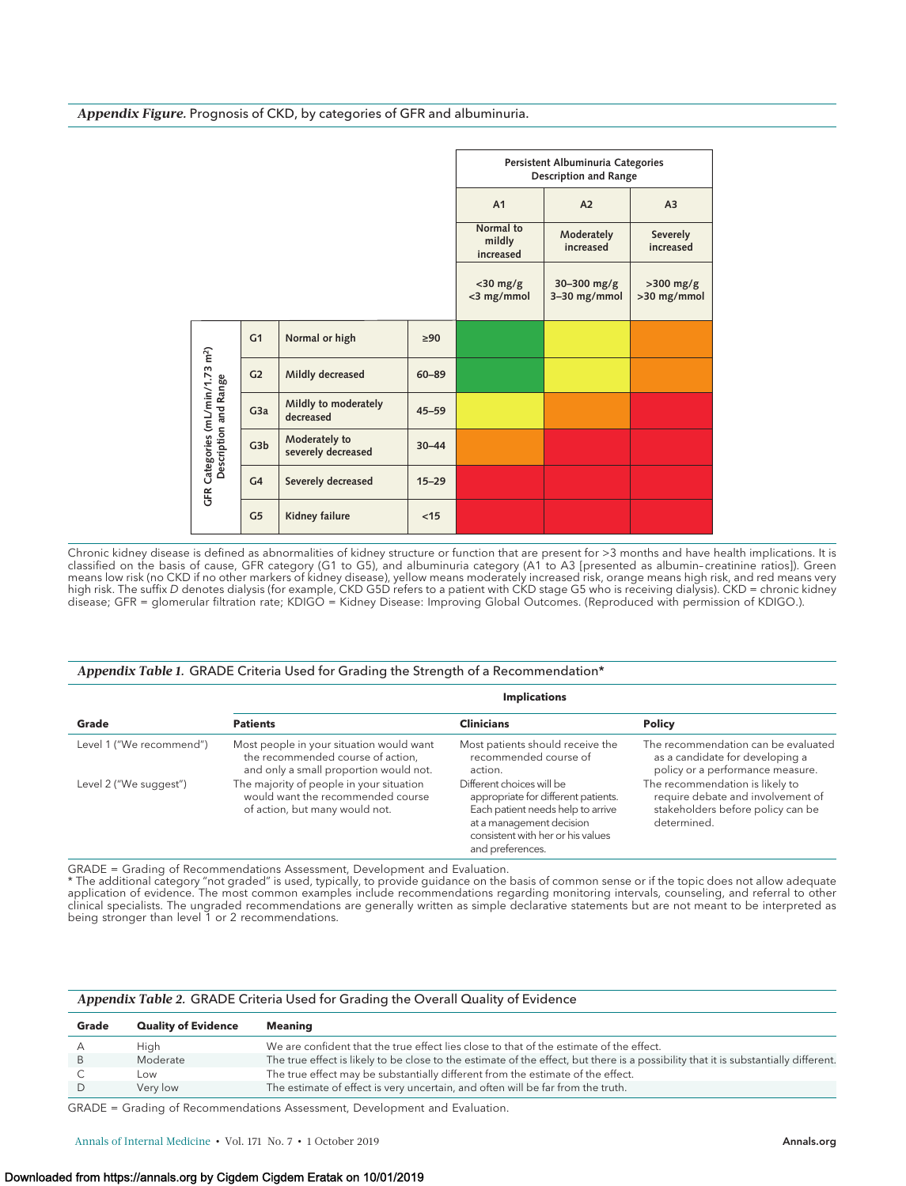*Appendix Figure.* Prognosis of CKD, by categories of GFR and albuminuria.

| | | | | Persistent Albuminuria Categories Description and Range | | |
|---|---|---|---|---|---|---|
| | | | | A1 | A2 | A3 |
| | | | | Normal to mildly increased | Moderately increased | Severely increased |
| | | | | <30 mg/g <3 mg/mmol | 30–300 mg/g 3–30 mg/mmol | >300 mg/g >30 mg/mmol |
| GFR Categories (mL/min/1.73 m²) Description and Range | G1 | Normal or high | ≥90 | Green | Yellow | Orange |
| | G2 | Mildly decreased | 60–89 | Green | Yellow | Orange |
| | G3a | Mildly to moderately decreased | 45–59 | Yellow | Orange | Red |
| | G3b | Moderately to severely decreased | 30–44 | Orange | Red | Red |
| | G4 | Severely decreased | 15–29 | Red | Red | Red |
| | G5 | Kidney failure | <15 | Red | Red | Red |

Chronic kidney disease is defined as abnormalities of kidney structure or function that are present for >3 months and have health implications. It is classified on the basis of cause, GFR category (G1 to G5), and albuminuria category (A1 to A3 [presented as albumin–creatinine ratios]). Green means low risk (no CKD if no other markers of kidney disease), yellow means moderately increased risk, orange means high risk, and red means very high risk. The suffix *D* denotes dialysis (for example, CKD G5D refers to a patient with CKD stage G5 who is receiving dialysis). CKD = chronic kidney disease; GFR = glomerular filtration rate; KDIGO = Kidney Disease: Improving Global Outcomes. (Reproduced with permission of KDIGO.).

*Appendix Table 1.* GRADE Criteria Used for Grading the Strength of a Recommendation*

| Grade | Implications | | |
|---|---|---|---|
| | **Patients** | **Clinicians** | **Policy** |
| Level 1 ("We recommend") | Most people in your situation would want the recommended course of action, and only a small proportion would not. | Most patients should receive the recommended course of action. | The recommendation can be evaluated as a candidate for developing a policy or a performance measure. |
| Level 2 ("We suggest") | The majority of people in your situation would want the recommended course of action, but many would not. | Different choices will be appropriate for different patients. Each patient needs help to arrive at a management decision consistent with her or his values and preferences. | The recommendation is likely to require debate and involvement of stakeholders before policy can be determined. |

GRADE = Grading of Recommendations Assessment, Development and Evaluation.
* The additional category "not graded" is used, typically, to provide guidance on the basis of common sense or if the topic does not allow adequate application of evidence. The most common examples include recommendations regarding monitoring intervals, counseling, and referral to other clinical specialists. The ungraded recommendations are generally written as simple declarative statements but are not meant to be interpreted as being stronger than level 1 or 2 recommendations.

*Appendix Table 2.* GRADE Criteria Used for Grading the Overall Quality of Evidence

| Grade | Quality of Evidence | Meaning |
|---|---|---|
| A | High | We are confident that the true effect lies close to that of the estimate of the effect. |
| B | Moderate | The true effect is likely to be close to the estimate of the effect, but there is a possibility that it is substantially different. |
| C | Low | The true effect may be substantially different from the estimate of the effect. |
| D | Very low | The estimate of effect is very uncertain, and often will be far from the truth. |

GRADE = Grading of Recommendations Assessment, Development and Evaluation.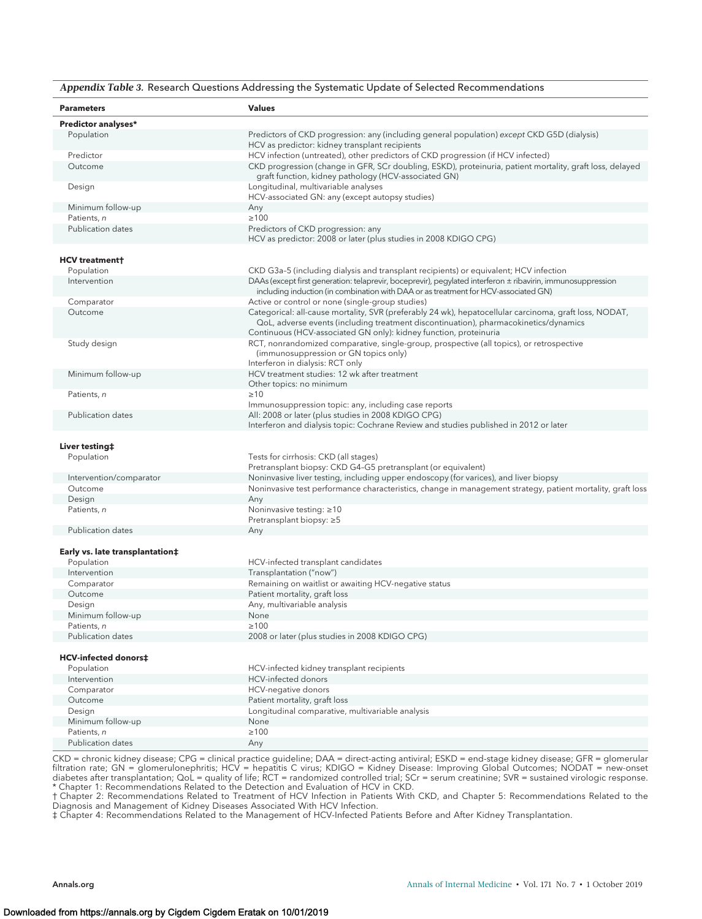*Appendix Table 3.* Research Questions Addressing the Systematic Update of Selected Recommendations

| Parameters | Values |
|---|---|
| **Predictor analyses*** | |
| Population | Predictors of CKD progression: any (including general population) *except* CKD G5D (dialysis)<br>HCV as predictor: kidney transplant recipients |
| Predictor | HCV infection (untreated), other predictors of CKD progression (if HCV infected) |
| Outcome | CKD progression (change in GFR, SCr doubling, ESKD), proteinuria, patient mortality, graft loss, delayed graft function, kidney pathology (HCV-associated GN) |
| Design | Longitudinal, multivariable analyses<br>HCV-associated GN: any (except autopsy studies) |
| Minimum follow-up | Any |
| Patients, *n* | ≥100 |
| Publication dates | Predictors of CKD progression: any<br>HCV as predictor: 2008 or later (plus studies in 2008 KDIGO CPG) |
| **HCV treatment†** | |
| Population | CKD G3a–5 (including dialysis and transplant recipients) or equivalent; HCV infection |
| Intervention | DAAs (except first generation: telaprevir, boceprevir), pegylated interferon ± ribavirin, immunosuppression including induction (in combination with DAA or as treatment for HCV-associated GN) |
| Comparator | Active or control or none (single-group studies) |
| Outcome | Categorical: all-cause mortality, SVR (preferably 24 wk), hepatocellular carcinoma, graft loss, NODAT, QoL, adverse events (including treatment discontinuation), pharmacokinetics/dynamics<br>Continuous (HCV-associated GN only): kidney function, proteinuria |
| Study design | RCT, nonrandomized comparative, single-group, prospective (all topics), or retrospective (immunosuppression or GN topics only)<br>Interferon in dialysis: RCT only |
| Minimum follow-up | HCV treatment studies: 12 wk after treatment<br>Other topics: no minimum |
| Patients, *n* | ≥10<br>Immunosuppression topic: any, including case reports |
| Publication dates | All: 2008 or later (plus studies in 2008 KDIGO CPG)<br>Interferon and dialysis topic: Cochrane Review and studies published in 2012 or later |
| **Liver testing‡** | |
| Population | Tests for cirrhosis: CKD (all stages)<br>Pretransplant biopsy: CKD G4–G5 pretransplant (or equivalent) |
| Intervention/comparator | Noninvasive liver testing, including upper endoscopy (for varices), and liver biopsy |
| Outcome | Noninvasive test performance characteristics, change in management strategy, patient mortality, graft loss |
| Design | Any |
| Patients, *n* | Noninvasive testing: ≥10<br>Pretransplant biopsy: ≥5 |
| Publication dates | Any |
| **Early vs. late transplantation‡** | |
| Population | HCV-infected transplant candidates |
| Intervention | Transplantation ("now") |
| Comparator | Remaining on waitlist or awaiting HCV-negative status |
| Outcome | Patient mortality, graft loss |
| Design | Any, multivariable analysis |
| Minimum follow-up | None |
| Patients, *n* | ≥100 |
| Publication dates | 2008 or later (plus studies in 2008 KDIGO CPG) |
| **HCV-infected donors‡** | |
| Population | HCV-infected kidney transplant recipients |
| Intervention | HCV-infected donors |
| Comparator | HCV-negative donors |
| Outcome | Patient mortality, graft loss |
| Design | Longitudinal comparative, multivariable analysis |
| Minimum follow-up | None |
| Patients, *n* | ≥100 |
| Publication dates | Any |

CKD = chronic kidney disease; CPG = clinical practice guideline; DAA = direct-acting antiviral; ESKD = end-stage kidney disease; GFR = glomerular filtration rate; GN = glomerulonephritis; HCV = hepatitis C virus; KDIGO = Kidney Disease: Improving Global Outcomes; NODAT = new-onset diabetes after transplantation; QoL = quality of life; RCT = randomized controlled trial; SCr = serum creatinine; SVR = sustained virologic response.
* Chapter 1: Recommendations Related to the Detection and Evaluation of HCV in CKD.
† Chapter 2: Recommendations Related to Treatment of HCV Infection in Patients With CKD, and Chapter 5: Recommendations Related to the Diagnosis and Management of Kidney Diseases Associated With HCV Infection.
‡ Chapter 4: Recommendations Related to the Management of HCV-Infected Patients Before and After Kidney Transplantation.